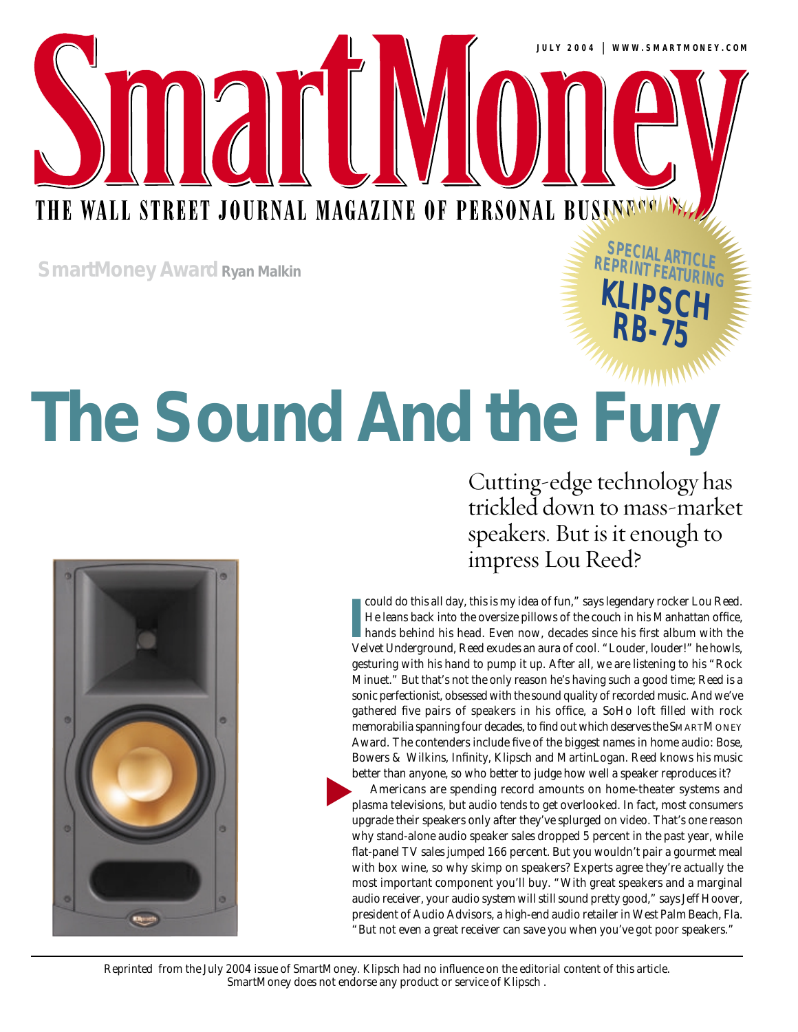JULY 2004 | WWW.SMARTMONEY.COM

# SmartMoney

THE WALL STREET JOURNAL MAGAZINE OF PERSONAL BUSINESS

SPECIAL ARTICLE REPRINT FEATURING **KLIPSCH RB-75**

**SmartMoney Award** Ryan Malkin

# The Sound And the Fury

## Cutting-edge technology has trickled down to mass-market speakers. But is it enough to impress Lou Reed?

"I could do this all day, this is my idea of fun," says legendary rocker Lou Reed. He leans back into the oversize pillows of the couch in his Manhattan office, hands behind his head. Even now, decades since his first album with the Velvet Underground, Reed exudes an aura of cool. "Louder, louder!" he howls, gesturing with his hand to pump it up. After all, we are listening to his "Rock Minuet." But that's not the only reason he's having such a good time; Reed is a sonic perfectionist, obsessed with the sound quality of recorded music. And we've gathered five pairs of speakers in his office, a SoHo loft filled with rock memorabilia spanning four decades, to find out which deserves the SmartMoney Award. The contenders include five of the biggest names in home audio: Bose, Bowers & Wilkins, Infinity, Klipsch and MartinLogan. Reed knows his music better than anyone, so who better to judge how well a speaker reproduces it?

Americans are spending record amounts on home-theater systems and plasma televisions, but audio tends to get overlooked. In fact, most consumers upgrade their speakers only after they've splurged on video. That's one reason why stand-alone audio speaker sales dropped 5 percent in the past year, while flat-panel TV sales jumped 166 percent. But you wouldn't pair a gourmet meal with box wine, so why skimp on speakers? Experts agree they're actually the most important component you'll buy. "With great speakers and a marginal audio receiver, your audio system will still sound pretty good," says Jeff Hoover, president of Audio Advisors, a high-end audio retailer in West Palm Beach, Fla. "But not even a great receiver can save you when you've got poor speakers."

Reprinted from the July 2004 issue of SmartMoney. Klipsch had no influence on the editorial content of this article. SmartMoney does not endorse any product or service of Klipsch .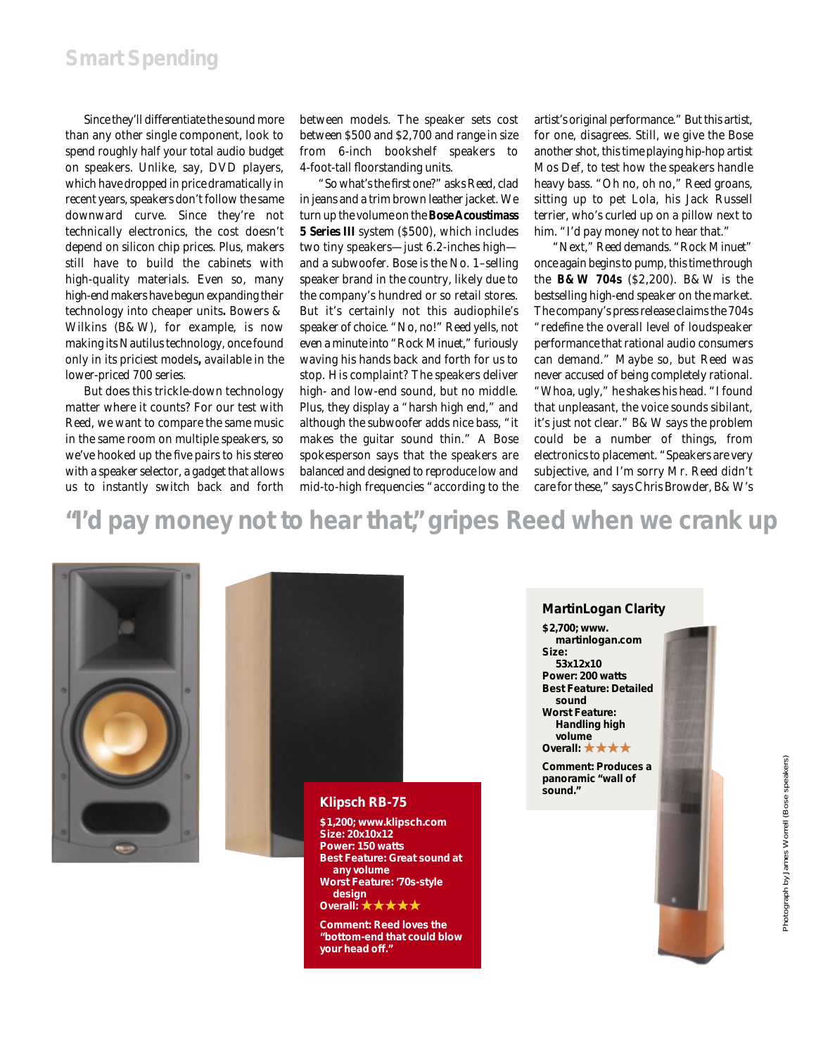Since they'll differentiate the sound more than any other single component, look to spend roughly half your total audio budget on speakers. Unlike, say, DVD players, which have dropped in price dramatically in recent years, speakers don't follow the same downward curve. Since they're not technically electronics, the cost doesn't depend on silicon chip prices. Plus, makers still have to build the cabinets with high-quality materials. Even so, many high-end makers have begun expanding their technology into cheaper units. Bowers & Wilkins (B&W), for example, is now making its Nautilus technology, once found only in its priciest models, available in the lower-priced 700 series.

But does this trickle-down technology matter where it counts? For our test with Reed, we want to compare the same music in the same room on multiple speakers, so we've hooked up the five pairs to his stereo with a speaker selector, a gadget that allows us to instantly switch back and forth between models. The speaker sets cost between $500 and $2,700 and range in size from 6-inch bookshelf speakers to 4-foot-tall floorstanding units.

"So what's the first one?" asks Reed, clad in jeans and a trim brown leather jacket. We turn up the volume on the **Bose Acoustimass 5 Series III** system ($500), which includes two tiny speakers—just 6.2-inches high—and a subwoofer. Bose is the No. 1–selling speaker brand in the country, likely due to the company's hundred or so retail stores. But it's certainly not this audiophile's speaker of choice. "No, no!" Reed yells, not even a minute into "Rock Minuet," furiously waving his hands back and forth for us to stop. His complaint? The speakers deliver high- and low-end sound, but no middle. Plus, they display a "harsh high end," and although the subwoofer adds nice bass, "it makes the guitar sound thin." A Bose spokesperson says that the speakers are balanced and designed to reproduce low and mid-to-high frequencies "according to the artist's original performance." But this artist, for one, disagrees. Still, we give the Bose another shot, this time playing hip-hop artist Mos Def, to test how the speakers handle heavy bass. "Oh no, oh no," Reed groans, sitting up to pet Lola, his Jack Russell terrier, who's curled up on a pillow next to him. "I'd pay money not to hear that."

"Next," Reed demands. "Rock Minuet" once again begins to pump, this time through the **B&W 704s** ($2,200). B&W is the bestselling high-end speaker on the market. The company's press release claims the 704s "redefine the overall level of loudspeaker performance that rational audio consumers can demand." Maybe so, but Reed was never accused of being completely rational. "Whoa, ugly," he shakes his head. "I found that unpleasant, the voice sounds sibilant, it's just not clear." B&W says the problem could be a number of things, from electronics to placement. "Speakers are very subjective, and I'm sorry Mr. Reed didn't care for these," says Chris Browder, B&W's

## "I'd pay money not to hear that," gripes Reed when we crank up

**Klipsch RB-75**

**$1,200; www.klipsch.com**
**Size: 20x10x12**
**Power: 150 watts**
**Best Feature: Great sound at any volume**
**Worst Feature: '70s-style design**
**Overall: ★★★★★**

**Comment: Reed loves the "bottom-end that could blow your head off."**

**MartinLogan Clarity**

**$2,700; www.martinlogan.com**
**Size: 53x12x10**
**Power: 200 watts**
**Best Feature: Detailed sound**
**Worst Feature: Handling high volume**
**Overall: ★★★★**

**Comment: Produces a panoramic "wall of sound."**

Photograph by James Worrell (Bose speakers)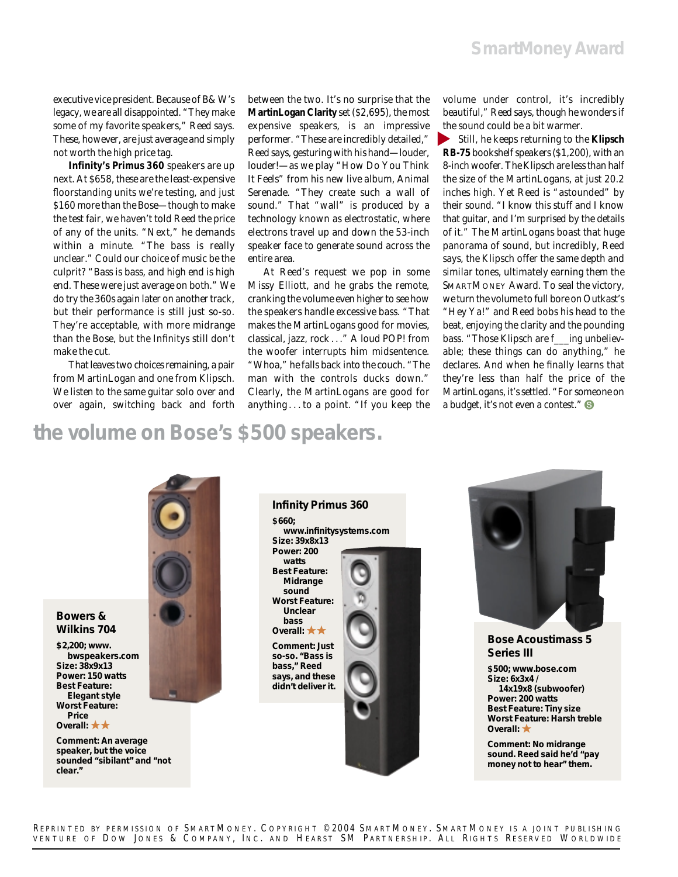executive vice president. Because of B&W's legacy, we are all disappointed. "They make some of my favorite speakers," Reed says. These, however, are just average and simply not worth the high price tag.

**Infinity's Primus 360** speakers are up next. At $658, these are the least-expensive floorstanding units we're testing, and just $160 more than the Bose—though to make the test fair, we haven't told Reed the price of any of the units. "Next," he demands within a minute. "The bass is really unclear." Could our choice of music be the culprit? "Bass is bass, and high end is high end. These were just average on both." We do try the 360s again later on another track, but their performance is still just so-so. They're acceptable, with more midrange than the Bose, but the Infinitys still don't make the cut.

That leaves two choices remaining, a pair from MartinLogan and one from Klipsch. We listen to the same guitar solo over and over again, switching back and forth between the two. It's no surprise that the **MartinLogan Clarity** set ($2,695), the most expensive speakers, is an impressive performer. "These are incredibly detailed," Reed says, gesturing with his hand—louder, louder!—as we play "How Do You Think It Feels" from his new live album, Animal Serenade. "They create such a wall of sound." That "wall" is produced by a technology known as electrostatic, where electrons travel up and down the 53-inch speaker face to generate sound across the entire area.

At Reed's request we pop in some Missy Elliott, and he grabs the remote, cranking the volume even higher to see how the speakers handle excessive bass. "That makes the MartinLogans good for movies, classical, jazz, rock . . ." A loud POP! from the woofer interrupts him midsentence. "Whoa," he falls back into the couch. "The man with the controls ducks down." Clearly, the MartinLogans are good for anything . . . to a point. "If you keep the volume under control, it's incredibly beautiful," Reed says, though he wonders if the sound could be a bit warmer.

Still, he keeps returning to the **Klipsch RB-75** bookshelf speakers ($1,200), with an 8-inch woofer. The Klipsch are less than half the size of the MartinLogans, at just 20.2 inches high. Yet Reed is "astounded" by their sound. "I know this stuff and I know that guitar, and I'm surprised by the details of it." The MartinLogans boast that huge panorama of sound, but incredibly, Reed says, the Klipsch offer the same depth and similar tones, ultimately earning them the SmartMoney Award. To seal the victory, we turn the volume to full bore on Outkast's "Hey Ya!" and Reed bobs his head to the beat, enjoying the clarity and the pounding bass. "Those Klipsch are f___ing unbelievable; these things can do anything," he declares. And when he finally learns that they're less than half the price of the MartinLogans, it's settled. "For someone on a budget, it's not even a contest."

## the volume on Bose's $500 speakers.

### Bowers & Wilkins 704

**$2,200; www.bwspeakers.com**
**Size: 38x9x13**
**Power: 150 watts**
**Best Feature: Elegant style**
**Worst Feature: Price**
**Overall: ★★**

**Comment: An average speaker, but the voice sounded "sibilant" and "not clear."**

### Infinity Primus 360

**$660; www.infinitysystems.com**
**Size: 39x8x13**
**Power: 200 watts**
**Best Feature: Midrange sound**
**Worst Feature: Unclear bass**
**Overall: ★★**

**Comment: Just so-so. "Bass is bass," Reed says, and these didn't deliver it.**

### Bose Acoustimass 5 Series III

**$500; www.bose.com**
**Size: 6x3x4 / 14x19x8 (subwoofer)**
**Power: 200 watts**
**Best Feature: Tiny size**
**Worst Feature: Harsh treble**
**Overall: ★**

**Comment: No midrange sound. Reed said he'd "pay money not to hear" them.**

Reprinted by permission of SmartMoney. Copyright ©2004 SmartMoney. SmartMoney is a joint publishing venture of Dow Jones & Company, Inc. and Hearst SM Partnership. All Rights Reserved Worldwide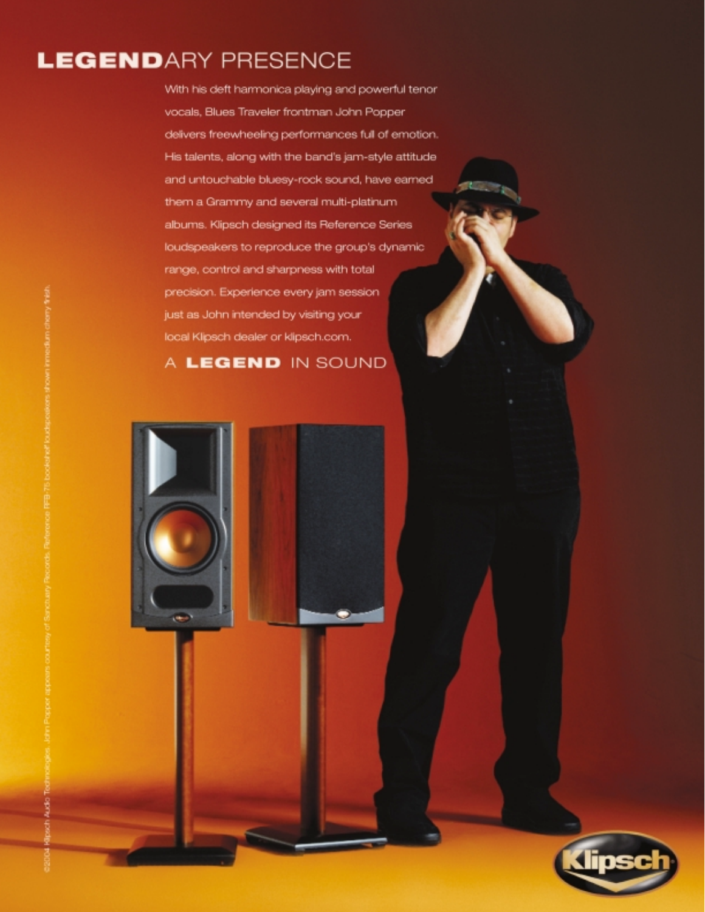# LEGENDARY PRESENCE

With his deft harmonica playing and powerful tenor vocals, Blues Traveler frontman John Popper delivers freewheeling performances full of emotion. His talents, along with the band's jam-style attitude and untouchable bluesy-rock sound, have earned them a Grammy and several multi-platinum albums. Klipsch designed its Reference Series loudspeakers to reproduce the group's dynamic range, control and sharpness with total precision. Experience every jam session just as John intended by visiting your local Klipsch dealer or klipsch.com.

A **LEGEND** IN SOUND

©2004 Klipsch Audio Technologies. John Popper appears courtesy of Sanctuary Records. Reference RFB-75 bookshelf loudspeakers shown in medium cherry finish.

Klipsch